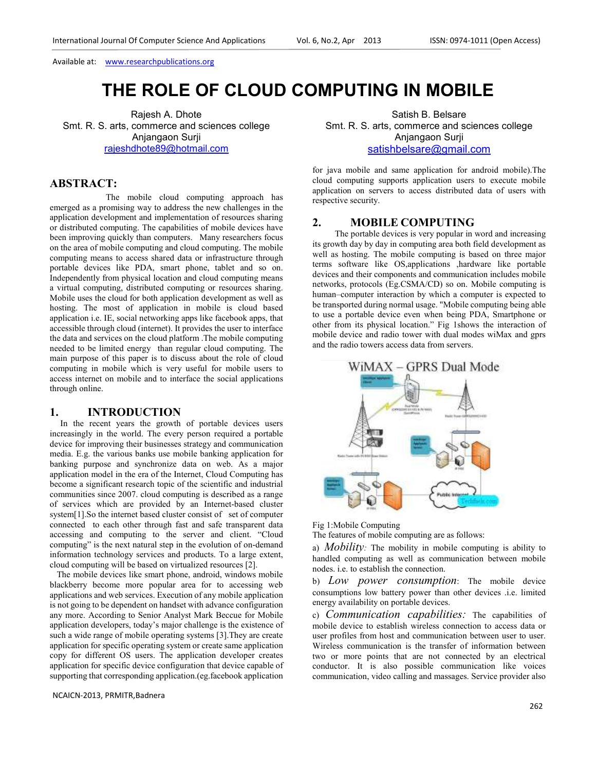Available at: www.researchpublications.org

# THE ROLE OF CLOUD COMPUTING IN MOBILE

Rajesh A. Dhote
Smt. R. S. arts, commerce and sciences college
Anjangaon Surji
rajeshdhote89@hotmail.com

Satish B. Belsare
Smt. R. S. arts, commerce and sciences college
Anjangaon Surji
satishbelsare@gmail.com

## ABSTRACT:

The mobile cloud computing approach has emerged as a promising way to address the new challenges in the application development and implementation of resources sharing or distributed computing. The capabilities of mobile devices have been improving quickly than computers. Many researchers focus on the area of mobile computing and cloud computing. The mobile computing means to access shared data or infrastructure through portable devices like PDA, smart phone, tablet and so on. Independently from physical location and cloud computing means a virtual computing, distributed computing or resources sharing. Mobile uses the cloud for both application development as well as hosting. The most of application in mobile is cloud based application i.e. IE, social networking apps like facebook apps, that accessible through cloud (internet). It provides the user to interface the data and services on the cloud platform .The mobile computing needed to be limited energy than regular cloud computing. The main purpose of this paper is to discuss about the role of cloud computing in mobile which is very useful for mobile users to access internet on mobile and to interface the social applications through online.

## 1. INTRODUCTION

In the recent years the growth of portable devices users increasingly in the world. The every person required a portable device for improving their businesses strategy and communication media. E.g. the various banks use mobile banking application for banking purpose and synchronize data on web. As a major application model in the era of the Internet, Cloud Computing has become a significant research topic of the scientific and industrial communities since 2007. cloud computing is described as a range of services which are provided by an Internet-based cluster system[1].So the internet based cluster consist of set of computer connected to each other through fast and safe transparent data accessing and computing to the server and client. "Cloud computing" is the next natural step in the evolution of on-demand information technology services and products. To a large extent, cloud computing will be based on virtualized resources [2].

The mobile devices like smart phone, android, windows mobile blackberry become more popular area for to accessing web applications and web services. Execution of any mobile application is not going to be dependent on handset with advance configuration any more. According to Senior Analyst Mark Beccue for Mobile application developers, today's major challenge is the existence of such a wide range of mobile operating systems [3].They are create application for specific operating system or create same application copy for different OS users. The application developer creates application for specific device configuration that device capable of supporting that corresponding application.(eg.facebook application for java mobile and same application for android mobile).The cloud computing supports application users to execute mobile application on servers to access distributed data of users with respective security.

## 2. MOBILE COMPUTING

The portable devices is very popular in word and increasing its growth day by day in computing area both field development as well as hosting. The mobile computing is based on three major terms software like OS,applications ,hardware like portable devices and their components and communication includes mobile networks, protocols (Eg.CSMA/CD) so on. Mobile computing is human–computer interaction by which a computer is expected to be transported during normal usage. "Mobile computing being able to use a portable device even when being PDA, Smartphone or other from its physical location." Fig 1shows the interaction of mobile device and radio tower with dual modes wiMax and gprs and the radio towers access data from servers.

Fig 1:Mobile Computing

The features of mobile computing are as follows:

a) *Mobility:* The mobility in mobile computing is ability to handled computing as well as communication between mobile nodes. i.e. to establish the connection.

b) *Low power consumption*: The mobile device consumptions low battery power than other devices .i.e. limited energy availability on portable devices.

c) *Communication capabilities:* The capabilities of mobile device to establish wireless connection to access data or user profiles from host and communication between user to user. Wireless communication is the transfer of information between two or more points that are not connected by an electrical conductor. It is also possible communication like voices communication, video calling and massages. Service provider also

NCAICN-2013, PRMITR,Badnera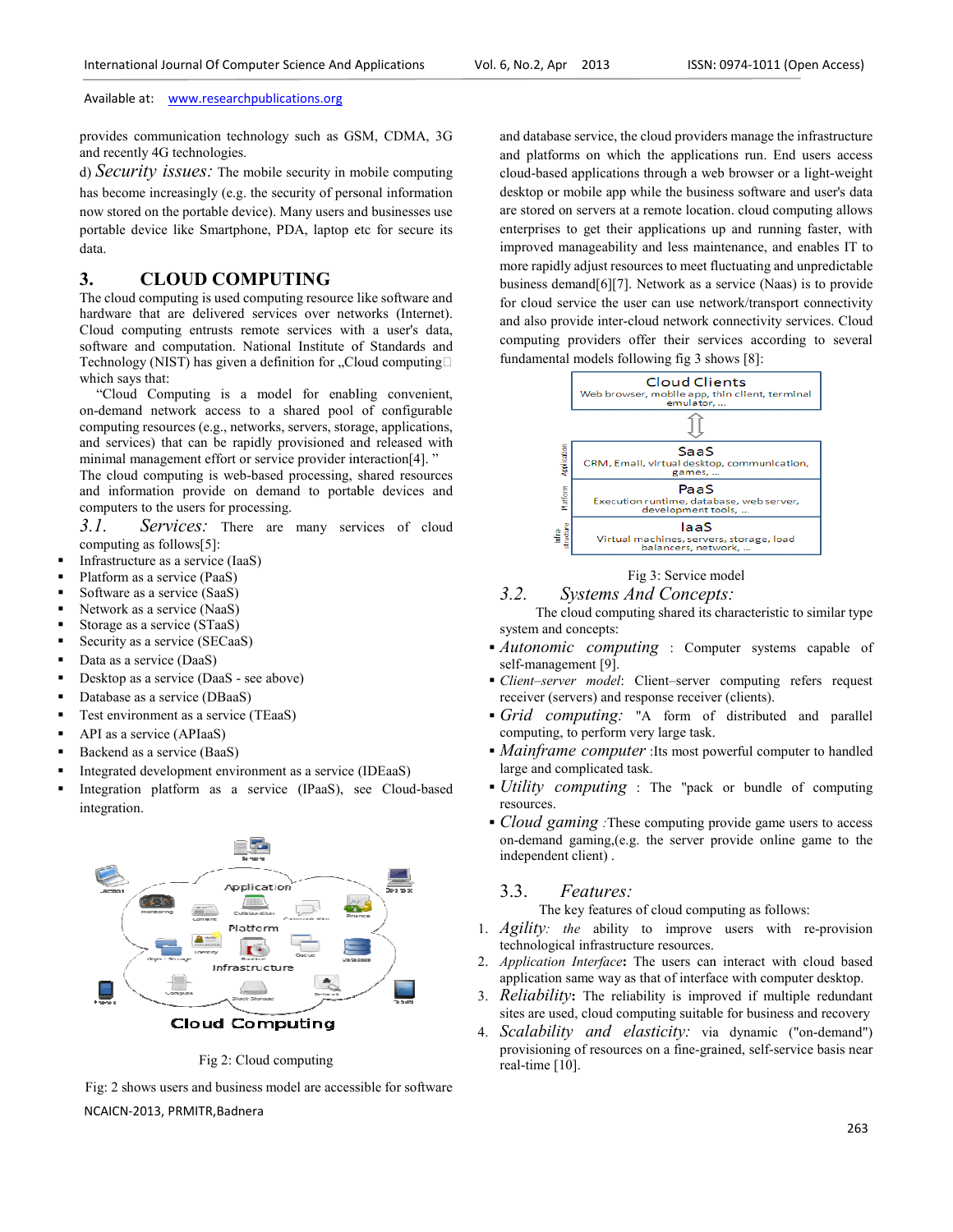provides communication technology such as GSM, CDMA, 3G and recently 4G technologies.

d) *Security issues:* The mobile security in mobile computing has become increasingly (e.g. the security of personal information now stored on the portable device). Many users and businesses use portable device like Smartphone, PDA, laptop etc for secure its data.

## 3. CLOUD COMPUTING

The cloud computing is used computing resource like software and hardware that are delivered services over networks (Internet). Cloud computing entrusts remote services with a user's data, software and computation. National Institute of Standards and Technology (NIST) has given a definition for „Cloud computing which says that:

"Cloud Computing is a model for enabling convenient, on-demand network access to a shared pool of configurable computing resources (e.g., networks, servers, storage, applications, and services) that can be rapidly provisioned and released with minimal management effort or service provider interaction[4]. "

The cloud computing is web-based processing, shared resources and information provide on demand to portable devices and computers to the users for processing.

### 3.1. *Services:*

There are many services of cloud computing as follows[5]:

- Infrastructure as a service (IaaS)
- Platform as a service (PaaS)
- Software as a service (SaaS)
- Network as a service (NaaS)
- Storage as a service (STaaS)
- Security as a service (SECaaS)
- Data as a service (DaaS)
- Desktop as a service (DaaS - see above)
- Database as a service (DBaaS)
- Test environment as a service (TEaaS)
- API as a service (APIaaS)
- Backend as a service (BaaS)
- Integrated development environment as a service (IDEaaS)
- Integration platform as a service (IPaaS), see Cloud-based integration.

Fig 2: Cloud computing

Fig: 2 shows users and business model are accessible for software and database service, the cloud providers manage the infrastructure and platforms on which the applications run. End users access cloud-based applications through a web browser or a light-weight desktop or mobile app while the business software and user's data are stored on servers at a remote location. cloud computing allows enterprises to get their applications up and running faster, with improved manageability and less maintenance, and enables IT to more rapidly adjust resources to meet fluctuating and unpredictable business demand[6][7]. Network as a service (Naas) is to provide for cloud service the user can use network/transport connectivity and also provide inter-cloud network connectivity services. Cloud computing providers offer their services according to several fundamental models following fig 3 shows [8]:

Fig 3: Service model

### 3.2. *Systems And Concepts:*

The cloud computing shared its characteristic to similar type system and concepts:

- *Autonomic computing* : Computer systems capable of self-management [9].
- *Client–server model*: Client–server computing refers request receiver (servers) and response receiver (clients).
- *Grid computing:* "A form of distributed and parallel computing, to perform very large task.
- *Mainframe computer* :Its most powerful computer to handled large and complicated task.
- *Utility computing* : The "pack or bundle of computing resources.
- *Cloud gaming* :These computing provide game users to access on-demand gaming,(e.g. the server provide online game to the independent client) .

### 3.3. *Features:*

The key features of cloud computing as follows:

1. *Agility: the* ability to improve users with re-provision technological infrastructure resources.
2. *Application Interface***:** The users can interact with cloud based application same way as that of interface with computer desktop.
3. *Reliability***:** The reliability is improved if multiple redundant sites are used, cloud computing suitable for business and recovery
4. *Scalability and elasticity:* via dynamic ("on-demand") provisioning of resources on a fine-grained, self-service basis near real-time [10].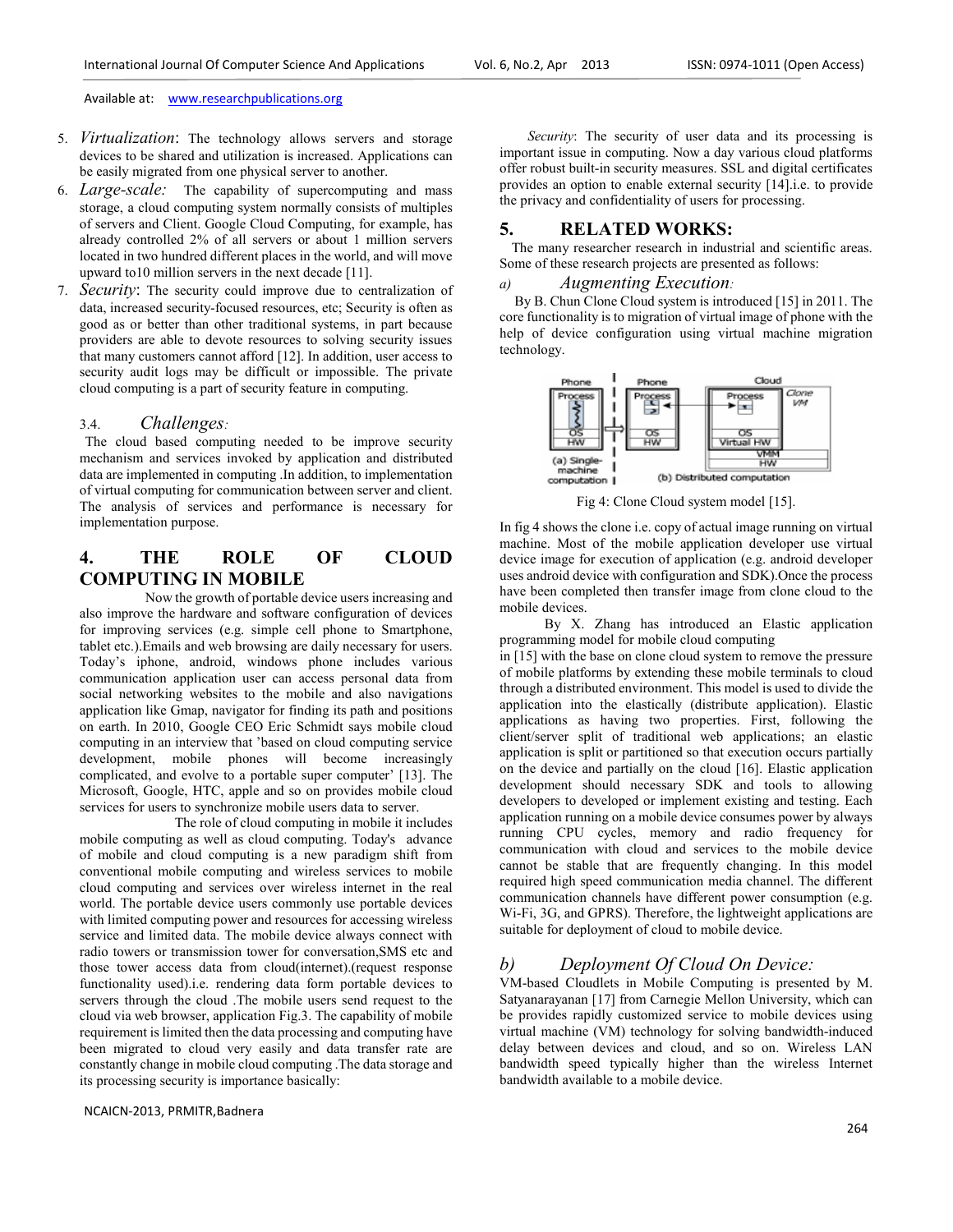5. *Virtualization*: The technology allows servers and storage devices to be shared and utilization is increased. Applications can be easily migrated from one physical server to another.
6. *Large-scale:* The capability of supercomputing and mass storage, a cloud computing system normally consists of multiples of servers and Client. Google Cloud Computing, for example, has already controlled 2% of all servers or about 1 million servers located in two hundred different places in the world, and will move upward to10 million servers in the next decade [11].
7. *Security*: The security could improve due to centralization of data, increased security-focused resources, etc; Security is often as good as or better than other traditional systems, in part because providers are able to devote resources to solving security issues that many customers cannot afford [12]. In addition, user access to security audit logs may be difficult or impossible. The private cloud computing is a part of security feature in computing.

### 3.4. *Challenges:*

The cloud based computing needed to be improve security mechanism and services invoked by application and distributed data are implemented in computing .In addition, to implementation of virtual computing for communication between server and client. The analysis of services and performance is necessary for implementation purpose.

## 4. THE ROLE OF CLOUD COMPUTING IN MOBILE

Now the growth of portable device users increasing and also improve the hardware and software configuration of devices for improving services (e.g. simple cell phone to Smartphone, tablet etc.).Emails and web browsing are daily necessary for users. Today's iphone, android, windows phone includes various communication application user can access personal data from social networking websites to the mobile and also navigations application like Gmap, navigator for finding its path and positions on earth. In 2010, Google CEO Eric Schmidt says mobile cloud computing in an interview that 'based on cloud computing service development, mobile phones will become increasingly complicated, and evolve to a portable super computer' [13]. The Microsoft, Google, HTC, apple and so on provides mobile cloud services for users to synchronize mobile users data to server.

The role of cloud computing in mobile it includes mobile computing as well as cloud computing. Today's advance of mobile and cloud computing is a new paradigm shift from conventional mobile computing and wireless services to mobile cloud computing and services over wireless internet in the real world. The portable device users commonly use portable devices with limited computing power and resources for accessing wireless service and limited data. The mobile device always connect with radio towers or transmission tower for conversation,SMS etc and those tower access data from cloud(internet).(request response functionality used).i.e. rendering data form portable devices to servers through the cloud .The mobile users send request to the cloud via web browser, application Fig.3. The capability of mobile requirement is limited then the data processing and computing have been migrated to cloud very easily and data transfer rate are constantly change in mobile cloud computing .The data storage and its processing security is importance basically:

*Security*: The security of user data and its processing is important issue in computing. Now a day various cloud platforms offer robust built-in security measures. SSL and digital certificates provides an option to enable external security [14].i.e. to provide the privacy and confidentiality of users for processing.

## 5. RELATED WORKS:

The many researcher research in industrial and scientific areas. Some of these research projects are presented as follows:

### *a) Augmenting Execution:*

By B. Chun Clone Cloud system is introduced [15] in 2011. The core functionality is to migration of virtual image of phone with the help of device configuration using virtual machine migration technology.

Fig 4: Clone Cloud system model [15].

In fig 4 shows the clone i.e. copy of actual image running on virtual machine. Most of the mobile application developer use virtual device image for execution of application (e.g. android developer uses android device with configuration and SDK).Once the process have been completed then transfer image from clone cloud to the mobile devices.

By X. Zhang has introduced an Elastic application programming model for mobile cloud computing in [15] with the base on clone cloud system to remove the pressure of mobile platforms by extending these mobile terminals to cloud through a distributed environment. This model is used to divide the application into the elastically (distribute application). Elastic applications as having two properties. First, following the client/server split of traditional web applications; an elastic application is split or partitioned so that execution occurs partially on the device and partially on the cloud [16]. Elastic application development should necessary SDK and tools to allowing developers to developed or implement existing and testing. Each application running on a mobile device consumes power by always running CPU cycles, memory and radio frequency for communication with cloud and services to the mobile device cannot be stable that are frequently changing. In this model required high speed communication media channel. The different communication channels have different power consumption (e.g. Wi-Fi, 3G, and GPRS). Therefore, the lightweight applications are suitable for deployment of cloud to mobile device.

### *b) Deployment Of Cloud On Device:*

VM-based Cloudlets in Mobile Computing is presented by M. Satyanarayanan [17] from Carnegie Mellon University, which can be provides rapidly customized service to mobile devices using virtual machine (VM) technology for solving bandwidth-induced delay between devices and cloud, and so on. Wireless LAN bandwidth speed typically higher than the wireless Internet bandwidth available to a mobile device.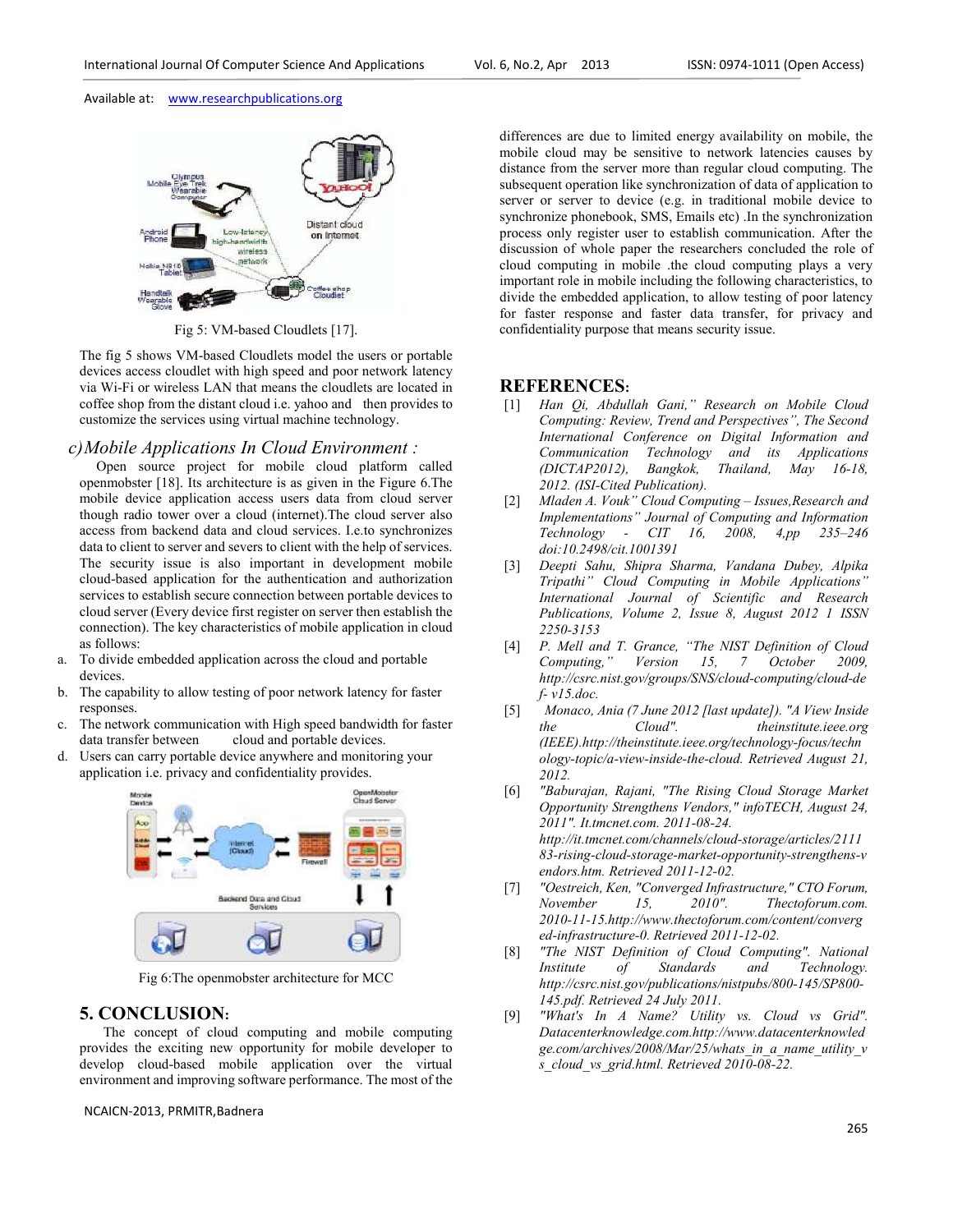Fig 5: VM-based Cloudlets [17].

The fig 5 shows VM-based Cloudlets model the users or portable devices access cloudlet with high speed and poor network latency via Wi-Fi or wireless LAN that means the cloudlets are located in coffee shop from the distant cloud i.e. yahoo and then provides to customize the services using virtual machine technology.

### c) Mobile Applications In Cloud Environment :

Open source project for mobile cloud platform called openmobster [18]. Its architecture is as given in the Figure 6.The mobile device application access users data from cloud server though radio tower over a cloud (internet).The cloud server also access from backend data and cloud services. I.e.to synchronizes data to client to server and severs to client with the help of services. The security issue is also important in development mobile cloud-based application for the authentication and authorization services to establish secure connection between portable devices to cloud server (Every device first register on server then establish the connection). The key characteristics of mobile application in cloud as follows:

a. To divide embedded application across the cloud and portable devices.
b. The capability to allow testing of poor network latency for faster responses.
c. The network communication with High speed bandwidth for faster data transfer between cloud and portable devices.
d. Users can carry portable device anywhere and monitoring your application i.e. privacy and confidentiality provides.

Fig 6:The openmobster architecture for MCC

## 5. CONCLUSION:

The concept of cloud computing and mobile computing provides the exciting new opportunity for mobile developer to develop cloud-based mobile application over the virtual environment and improving software performance. The most of the differences are due to limited energy availability on mobile, the mobile cloud may be sensitive to network latencies causes by distance from the server more than regular cloud computing. The subsequent operation like synchronization of data of application to server or server to device (e.g. in traditional mobile device to synchronize phonebook, SMS, Emails etc) .In the synchronization process only register user to establish communication. After the discussion of whole paper the researchers concluded the role of cloud computing in mobile .the cloud computing plays a very important role in mobile including the following characteristics, to divide the embedded application, to allow testing of poor latency for faster response and faster data transfer, for privacy and confidentiality purpose that means security issue.

## REFERENCES:

[1] *Han Qi, Abdullah Gani," Research on Mobile Cloud Computing: Review, Trend and Perspectives", The Second International Conference on Digital Information and Communication Technology and its Applications (DICTAP2012), Bangkok, Thailand, May 16-18, 2012. (ISI-Cited Publication).*

[2] *Mladen A. Vouk" Cloud Computing – Issues,Research and Implementations" Journal of Computing and Information Technology - CIT 16, 2008, 4,pp 235–246 doi:10.2498/cit.1001391*

[3] *Deepti Sahu, Shipra Sharma, Vandana Dubey, Alpika Tripathi" Cloud Computing in Mobile Applications" International Journal of Scientific and Research Publications, Volume 2, Issue 8, August 2012 1 ISSN 2250-3153*

[4] *P. Mell and T. Grance, "The NIST Definition of Cloud Computing," Version 15, 7 October 2009, http://csrc.nist.gov/groups/SNS/cloud-computing/cloud-def- v15.doc.*

[5] *Monaco, Ania (7 June 2012 [last update]). "A View Inside the Cloud". theinstitute.ieee.org (IEEE).http://theinstitute.ieee.org/technology-focus/technology-topic/a-view-inside-the-cloud. Retrieved August 21, 2012.*

[6] *"Baburajan, Rajani, "The Rising Cloud Storage Market Opportunity Strengthens Vendors," infoTECH, August 24, 2011". It.tmcnet.com. 2011-08-24. http://it.tmcnet.com/channels/cloud-storage/articles/211183-rising-cloud-storage-market-opportunity-strengthens-vendors.htm. Retrieved 2011-12-02.*

[7] *"Oestreich, Ken, "Converged Infrastructure," CTO Forum, November 15, 2010". Thectoforum.com. 2010-11-15.http://www.thectoforum.com/content/converged-infrastructure-0. Retrieved 2011-12-02.*

[8] *"The NIST Definition of Cloud Computing". National Institute of Standards and Technology. http://csrc.nist.gov/publications/nistpubs/800-145/SP800-145.pdf. Retrieved 24 July 2011.*

[9] *"What's In A Name? Utility vs. Cloud vs Grid". Datacenterknowledge.com.http://www.datacenterknowledge.com/archives/2008/Mar/25/whats_in_a_name_utility_vs_cloud_vs_grid.html. Retrieved 2010-08-22.*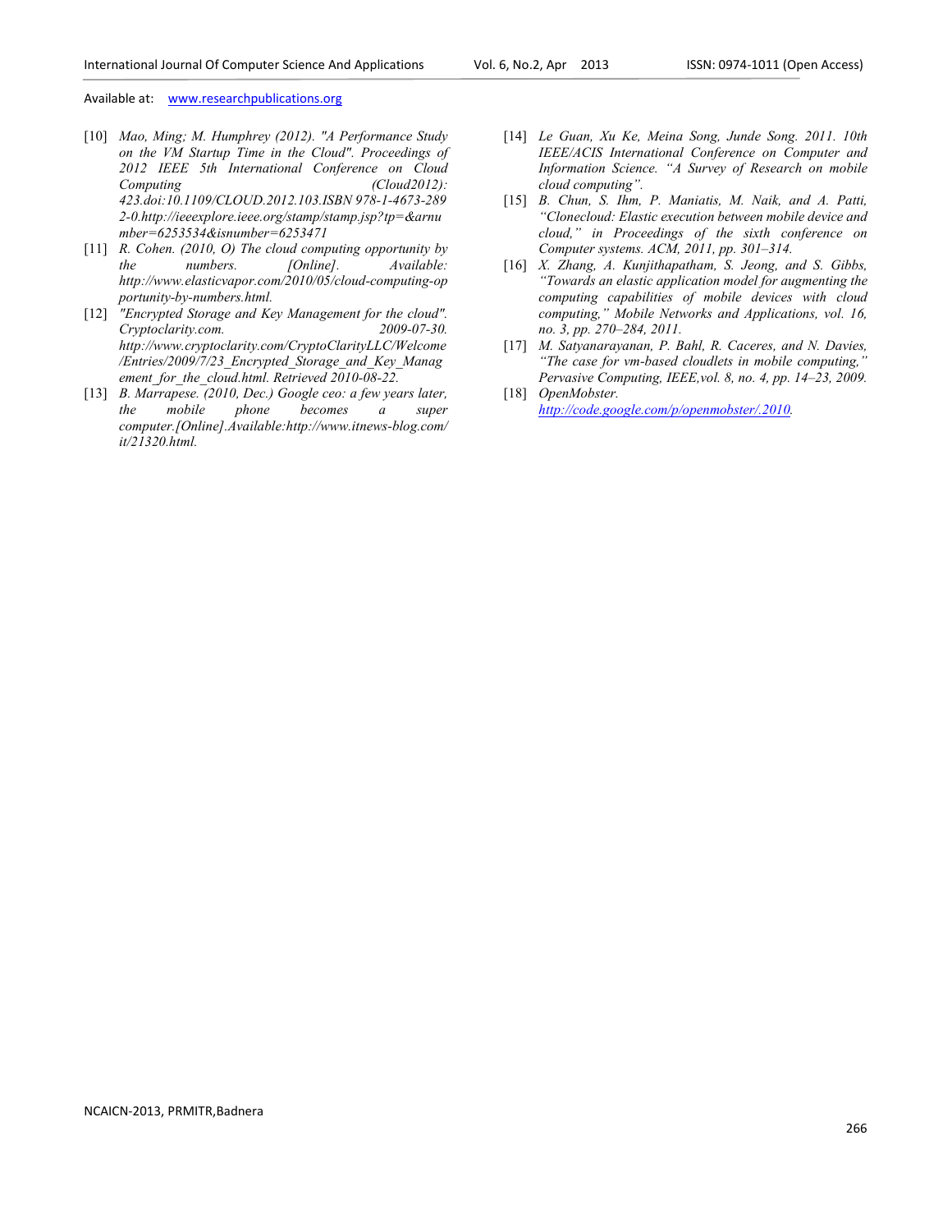[10] Mao, Ming; M. Humphrey (2012). "A Performance Study on the VM Startup Time in the Cloud". Proceedings of 2012 IEEE 5th International Conference on Cloud Computing (Cloud2012): 423.doi:10.1109/CLOUD.2012.103.ISBN 978-1-4673-2892-0.http://ieeexplore.ieee.org/stamp/stamp.jsp?tp=&arnumber=6253534&isnumber=6253471

[11] R. Cohen. (2010, O) The cloud computing opportunity by the numbers. [Online]. Available: http://www.elasticvapor.com/2010/05/cloud-computing-opportunity-by-numbers.html.

[12] "Encrypted Storage and Key Management for the cloud". Cryptoclarity.com. 2009-07-30. http://www.cryptoclarity.com/CryptoClarityLLC/Welcome/Entries/2009/7/23_Encrypted_Storage_and_Key_Management_for_the_cloud.html. Retrieved 2010-08-22.

[13] B. Marrapese. (2010, Dec.) Google ceo: a few years later, the mobile phone becomes a super computer.[Online].Available:http://www.itnews-blog.com/it/21320.html.

[14] Le Guan, Xu Ke, Meina Song, Junde Song. 2011. 10th IEEE/ACIS International Conference on Computer and Information Science. "A Survey of Research on mobile cloud computing".

[15] B. Chun, S. Ihm, P. Maniatis, M. Naik, and A. Patti, "Clonecloud: Elastic execution between mobile device and cloud," in Proceedings of the sixth conference on Computer systems. ACM, 2011, pp. 301–314.

[16] X. Zhang, A. Kunjithapatham, S. Jeong, and S. Gibbs, "Towards an elastic application model for augmenting the computing capabilities of mobile devices with cloud computing," Mobile Networks and Applications, vol. 16, no. 3, pp. 270–284, 2011.

[17] M. Satyanarayanan, P. Bahl, R. Caceres, and N. Davies, "The case for vm-based cloudlets in mobile computing," Pervasive Computing, IEEE,vol. 8, no. 4, pp. 14–23, 2009.

[18] OpenMobster. http://code.google.com/p/openmobster/.2010.